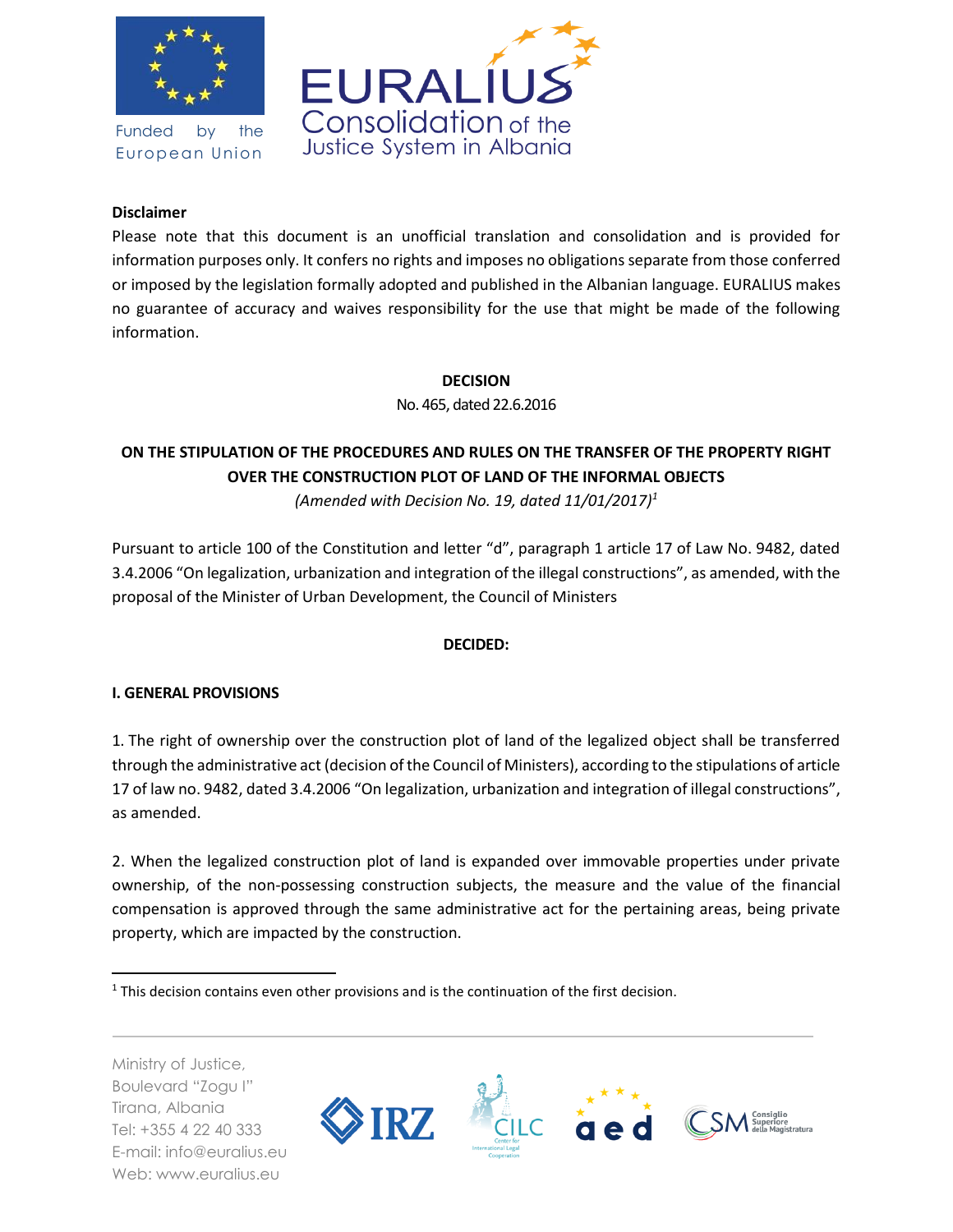**Disclaimer**

Please note that this document is an unofficial translation and consolidation and is provided for information purposes only. It confers no rights and imposes no obligations separate from those conferred or imposed by the legislation formally adopted and published in the Albanian language. EURALIUS makes no guarantee of accuracy and waives responsibility for the use that might be made of the following information.

**DECISION**

No. 465, dated 22.6.2016

**ON THE STIPULATION OF THE PROCEDURES AND RULES ON THE TRANSFER OF THE PROPERTY RIGHT OVER THE CONSTRUCTION PLOT OF LAND OF THE INFORMAL OBJECTS**

*(Amended with Decision No. 19, dated 11/01/2017)*[1]

Pursuant to article 100 of the Constitution and letter "d", paragraph 1 article 17 of Law No. 9482, dated 3.4.2006 "On legalization, urbanization and integration of the illegal constructions", as amended, with the proposal of the Minister of Urban Development, the Council of Ministers

**DECIDED:**

**I. GENERAL PROVISIONS**

1. The right of ownership over the construction plot of land of the legalized object shall be transferred through the administrative act (decision of the Council of Ministers), according to the stipulations of article 17 of law no. 9482, dated 3.4.2006 "On legalization, urbanization and integration of illegal constructions", as amended.

2. When the legalized construction plot of land is expanded over immovable properties under private ownership, of the non-possessing construction subjects, the measure and the value of the financial compensation is approved through the same administrative act for the pertaining areas, being private property, which are impacted by the construction.

[1] This decision contains even other provisions and is the continuation of the first decision.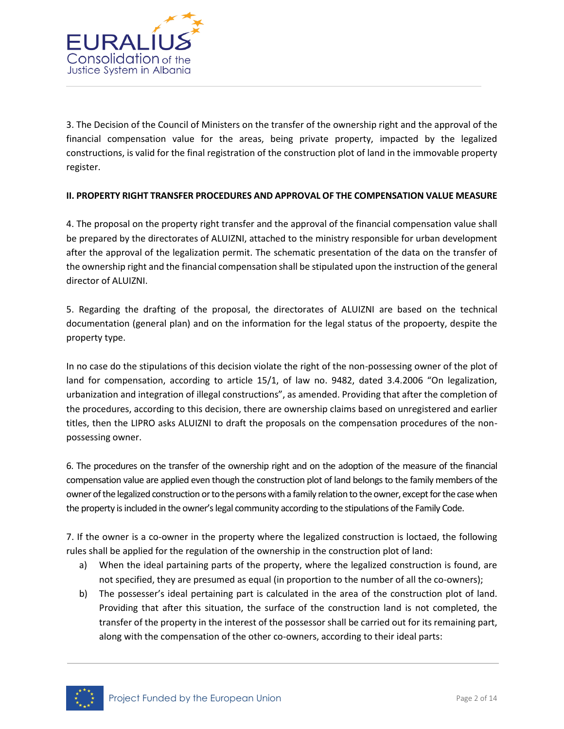3. The Decision of the Council of Ministers on the transfer of the ownership right and the approval of the financial compensation value for the areas, being private property, impacted by the legalized constructions, is valid for the final registration of the construction plot of land in the immovable property register.

**II. PROPERTY RIGHT TRANSFER PROCEDURES AND APPROVAL OF THE COMPENSATION VALUE MEASURE**

4. The proposal on the property right transfer and the approval of the financial compensation value shall be prepared by the directorates of ALUIZNI, attached to the ministry responsible for urban development after the approval of the legalization permit. The schematic presentation of the data on the transfer of the ownership right and the financial compensation shall be stipulated upon the instruction of the general director of ALUIZNI.

5. Regarding the drafting of the proposal, the directorates of ALUIZNI are based on the technical documentation (general plan) and on the information for the legal status of the propoerty, despite the property type.

In no case do the stipulations of this decision violate the right of the non-possessing owner of the plot of land for compensation, according to article 15/1, of law no. 9482, dated 3.4.2006 "On legalization, urbanization and integration of illegal constructions", as amended. Providing that after the completion of the procedures, according to this decision, there are ownership claims based on unregistered and earlier titles, then the LIPRO asks ALUIZNI to draft the proposals on the compensation procedures of the non-possessing owner.

6. The procedures on the transfer of the ownership right and on the adoption of the measure of the financial compensation value are applied even though the construction plot of land belongs to the family members of the owner of the legalized construction or to the persons with a family relation to the owner, except for the case when the property is included in the owner's legal community according to the stipulations of the Family Code.

7. If the owner is a co-owner in the property where the legalized construction is loctaed, the following rules shall be applied for the regulation of the ownership in the construction plot of land:

a) When the ideal partaining parts of the property, where the legalized construction is found, are not specified, they are presumed as equal (in proportion to the number of all the co-owners);

b) The possesser's ideal pertaining part is calculated in the area of the construction plot of land. Providing that after this situation, the surface of the construction land is not completed, the transfer of the property in the interest of the possessor shall be carried out for its remaining part, along with the compensation of the other co-owners, according to their ideal parts: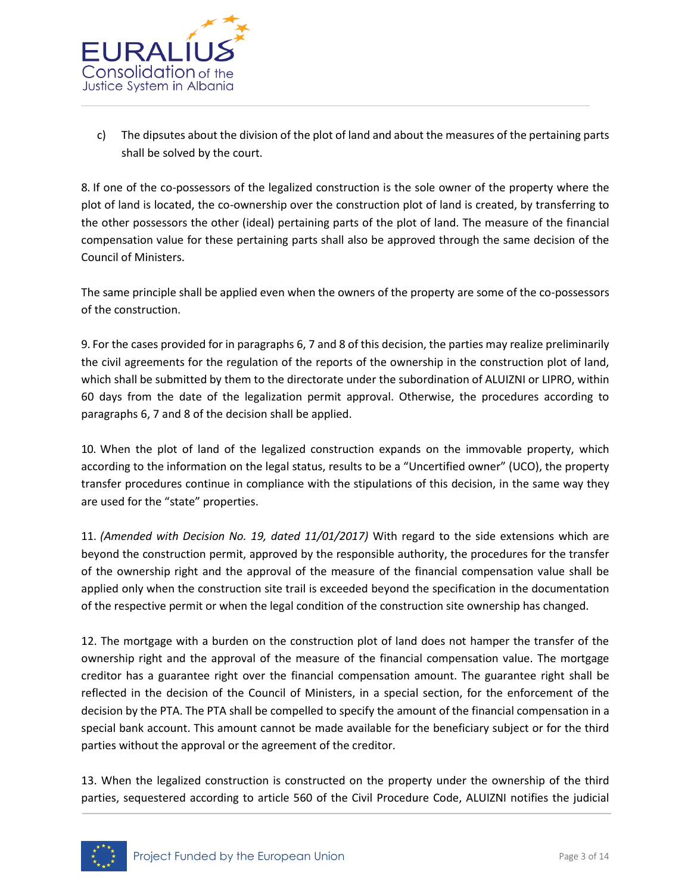c) The dipsutes about the division of the plot of land and about the measures of the pertaining parts shall be solved by the court.

8. If one of the co-possessors of the legalized construction is the sole owner of the property where the plot of land is located, the co-ownership over the construction plot of land is created, by transferring to the other possessors the other (ideal) pertaining parts of the plot of land. The measure of the financial compensation value for these pertaining parts shall also be approved through the same decision of the Council of Ministers.

The same principle shall be applied even when the owners of the property are some of the co-possessors of the construction.

9. For the cases provided for in paragraphs 6, 7 and 8 of this decision, the parties may realize preliminarily the civil agreements for the regulation of the reports of the ownership in the construction plot of land, which shall be submitted by them to the directorate under the subordination of ALUIZNI or LIPRO, within 60 days from the date of the legalization permit approval. Otherwise, the procedures according to paragraphs 6, 7 and 8 of the decision shall be applied.

10. When the plot of land of the legalized construction expands on the immovable property, which according to the information on the legal status, results to be a “Uncertified owner” (UCO), the property transfer procedures continue in compliance with the stipulations of this decision, in the same way they are used for the “state” properties.

11. *(Amended with Decision No. 19, dated 11/01/2017)* With regard to the side extensions which are beyond the construction permit, approved by the responsible authority, the procedures for the transfer of the ownership right and the approval of the measure of the financial compensation value shall be applied only when the construction site trail is exceeded beyond the specification in the documentation of the respective permit or when the legal condition of the construction site ownership has changed.

12. The mortgage with a burden on the construction plot of land does not hamper the transfer of the ownership right and the approval of the measure of the financial compensation value. The mortgage creditor has a guarantee right over the financial compensation amount. The guarantee right shall be reflected in the decision of the Council of Ministers, in a special section, for the enforcement of the decision by the PTA. The PTA shall be compelled to specify the amount of the financial compensation in a special bank account. This amount cannot be made available for the beneficiary subject or for the third parties without the approval or the agreement of the creditor.

13. When the legalized construction is constructed on the property under the ownership of the third parties, sequestered according to article 560 of the Civil Procedure Code, ALUIZNI notifies the judicial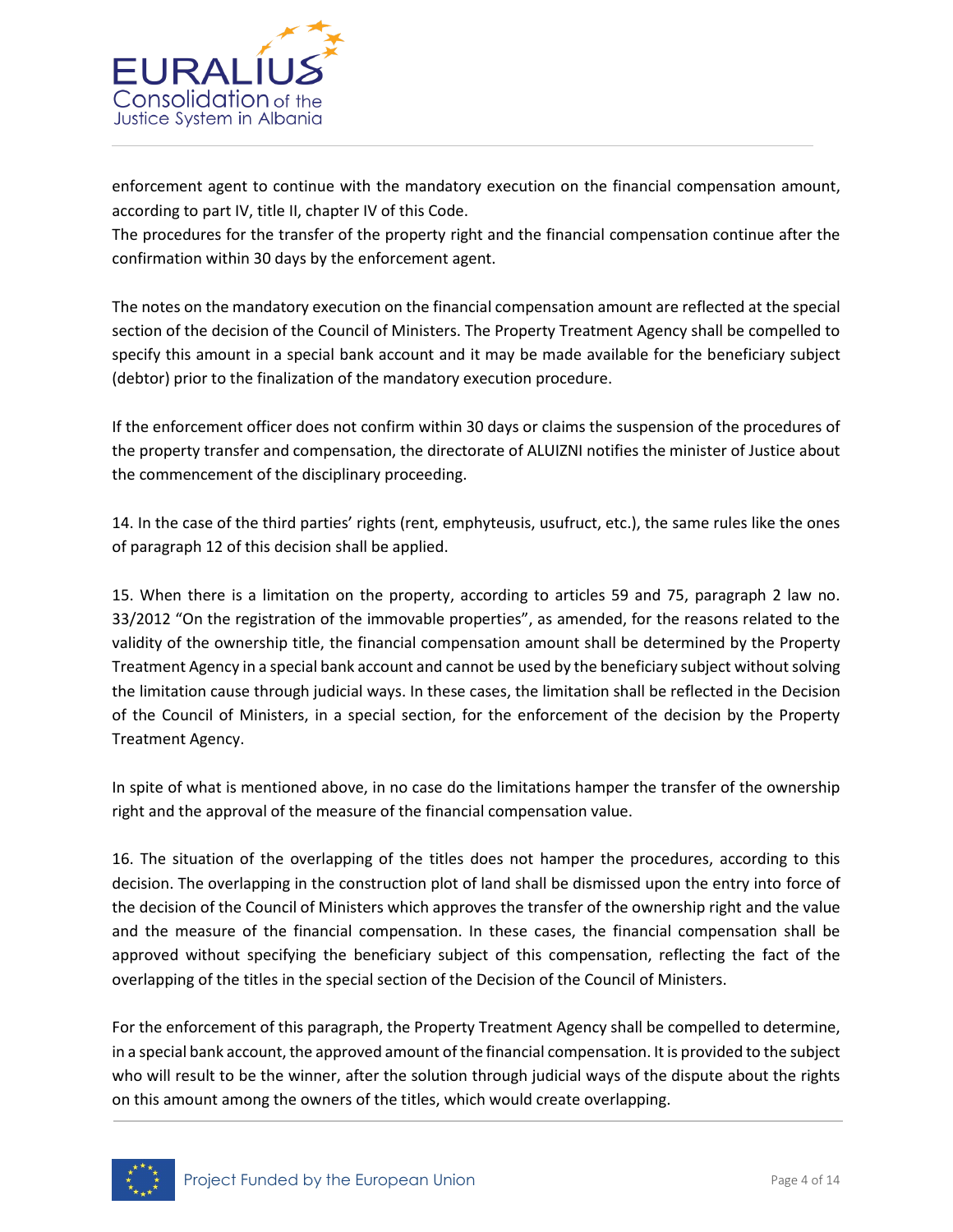enforcement agent to continue with the mandatory execution on the financial compensation amount, according to part IV, title II, chapter IV of this Code.
The procedures for the transfer of the property right and the financial compensation continue after the confirmation within 30 days by the enforcement agent.

The notes on the mandatory execution on the financial compensation amount are reflected at the special section of the decision of the Council of Ministers. The Property Treatment Agency shall be compelled to specify this amount in a special bank account and it may be made available for the beneficiary subject (debtor) prior to the finalization of the mandatory execution procedure.

If the enforcement officer does not confirm within 30 days or claims the suspension of the procedures of the property transfer and compensation, the directorate of ALUIZNI notifies the minister of Justice about the commencement of the disciplinary proceeding.

14. In the case of the third parties' rights (rent, emphyteusis, usufruct, etc.), the same rules like the ones of paragraph 12 of this decision shall be applied.

15. When there is a limitation on the property, according to articles 59 and 75, paragraph 2 law no. 33/2012 "On the registration of the immovable properties", as amended, for the reasons related to the validity of the ownership title, the financial compensation amount shall be determined by the Property Treatment Agency in a special bank account and cannot be used by the beneficiary subject without solving the limitation cause through judicial ways. In these cases, the limitation shall be reflected in the Decision of the Council of Ministers, in a special section, for the enforcement of the decision by the Property Treatment Agency.

In spite of what is mentioned above, in no case do the limitations hamper the transfer of the ownership right and the approval of the measure of the financial compensation value.

16. The situation of the overlapping of the titles does not hamper the procedures, according to this decision. The overlapping in the construction plot of land shall be dismissed upon the entry into force of the decision of the Council of Ministers which approves the transfer of the ownership right and the value and the measure of the financial compensation. In these cases, the financial compensation shall be approved without specifying the beneficiary subject of this compensation, reflecting the fact of the overlapping of the titles in the special section of the Decision of the Council of Ministers.

For the enforcement of this paragraph, the Property Treatment Agency shall be compelled to determine, in a special bank account, the approved amount of the financial compensation. It is provided to the subject who will result to be the winner, after the solution through judicial ways of the dispute about the rights on this amount among the owners of the titles, which would create overlapping.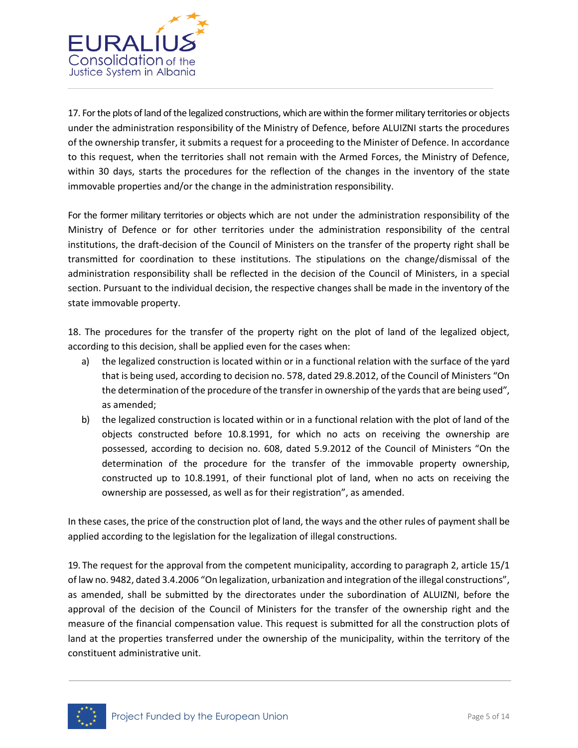17. For the plots of land of the legalized constructions, which are within the former military territories or objects under the administration responsibility of the Ministry of Defence, before ALUIZNI starts the procedures of the ownership transfer, it submits a request for a proceeding to the Minister of Defence. In accordance to this request, when the territories shall not remain with the Armed Forces, the Ministry of Defence, within 30 days, starts the procedures for the reflection of the changes in the inventory of the state immovable properties and/or the change in the administration responsibility.

For the former military territories or objects which are not under the administration responsibility of the Ministry of Defence or for other territories under the administration responsibility of the central institutions, the draft-decision of the Council of Ministers on the transfer of the property right shall be transmitted for coordination to these institutions. The stipulations on the change/dismissal of the administration responsibility shall be reflected in the decision of the Council of Ministers, in a special section. Pursuant to the individual decision, the respective changes shall be made in the inventory of the state immovable property.

18. The procedures for the transfer of the property right on the plot of land of the legalized object, according to this decision, shall be applied even for the cases when:

a) the legalized construction is located within or in a functional relation with the surface of the yard that is being used, according to decision no. 578, dated 29.8.2012, of the Council of Ministers "On the determination of the procedure of the transfer in ownership of the yards that are being used", as amended;

b) the legalized construction is located within or in a functional relation with the plot of land of the objects constructed before 10.8.1991, for which no acts on receiving the ownership are possessed, according to decision no. 608, dated 5.9.2012 of the Council of Ministers "On the determination of the procedure for the transfer of the immovable property ownership, constructed up to 10.8.1991, of their functional plot of land, when no acts on receiving the ownership are possessed, as well as for their registration", as amended.

In these cases, the price of the construction plot of land, the ways and the other rules of payment shall be applied according to the legislation for the legalization of illegal constructions.

19. The request for the approval from the competent municipality, according to paragraph 2, article 15/1 of law no. 9482, dated 3.4.2006 "On legalization, urbanization and integration of the illegal constructions", as amended, shall be submitted by the directorates under the subordination of ALUIZNI, before the approval of the decision of the Council of Ministers for the transfer of the ownership right and the measure of the financial compensation value. This request is submitted for all the construction plots of land at the properties transferred under the ownership of the municipality, within the territory of the constituent administrative unit.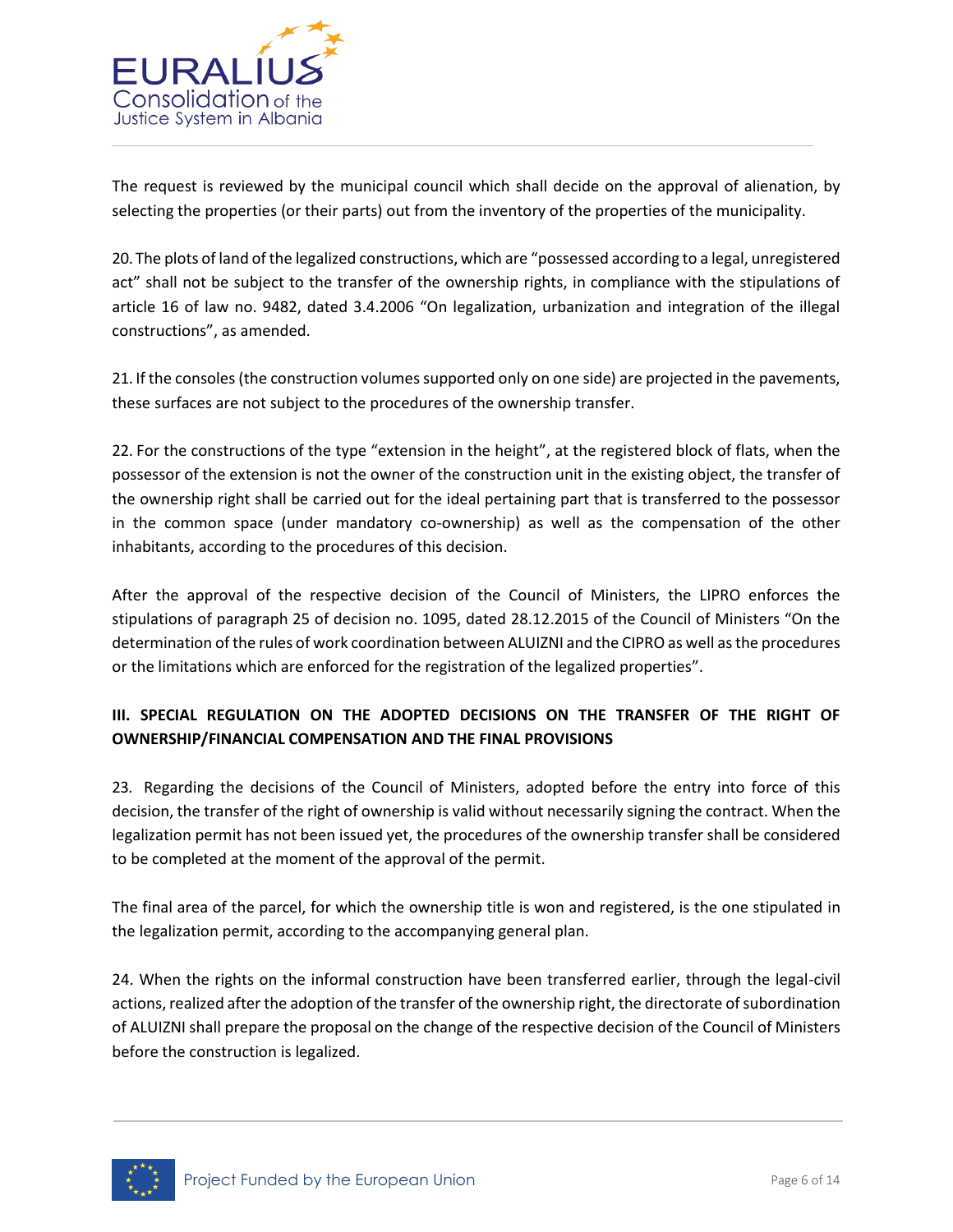The request is reviewed by the municipal council which shall decide on the approval of alienation, by selecting the properties (or their parts) out from the inventory of the properties of the municipality.

20. The plots of land of the legalized constructions, which are "possessed according to a legal, unregistered act" shall not be subject to the transfer of the ownership rights, in compliance with the stipulations of article 16 of law no. 9482, dated 3.4.2006 "On legalization, urbanization and integration of the illegal constructions", as amended.

21. If the consoles (the construction volumes supported only on one side) are projected in the pavements, these surfaces are not subject to the procedures of the ownership transfer.

22. For the constructions of the type "extension in the height", at the registered block of flats, when the possessor of the extension is not the owner of the construction unit in the existing object, the transfer of the ownership right shall be carried out for the ideal pertaining part that is transferred to the possessor in the common space (under mandatory co-ownership) as well as the compensation of the other inhabitants, according to the procedures of this decision.

After the approval of the respective decision of the Council of Ministers, the LIPRO enforces the stipulations of paragraph 25 of decision no. 1095, dated 28.12.2015 of the Council of Ministers "On the determination of the rules of work coordination between ALUIZNI and the CIPRO as well as the procedures or the limitations which are enforced for the registration of the legalized properties".

**III. SPECIAL REGULATION ON THE ADOPTED DECISIONS ON THE TRANSFER OF THE RIGHT OF OWNERSHIP/FINANCIAL COMPENSATION AND THE FINAL PROVISIONS**

23. Regarding the decisions of the Council of Ministers, adopted before the entry into force of this decision, the transfer of the right of ownership is valid without necessarily signing the contract. When the legalization permit has not been issued yet, the procedures of the ownership transfer shall be considered to be completed at the moment of the approval of the permit.

The final area of the parcel, for which the ownership title is won and registered, is the one stipulated in the legalization permit, according to the accompanying general plan.

24. When the rights on the informal construction have been transferred earlier, through the legal-civil actions, realized after the adoption of the transfer of the ownership right, the directorate of subordination of ALUIZNI shall prepare the proposal on the change of the respective decision of the Council of Ministers before the construction is legalized.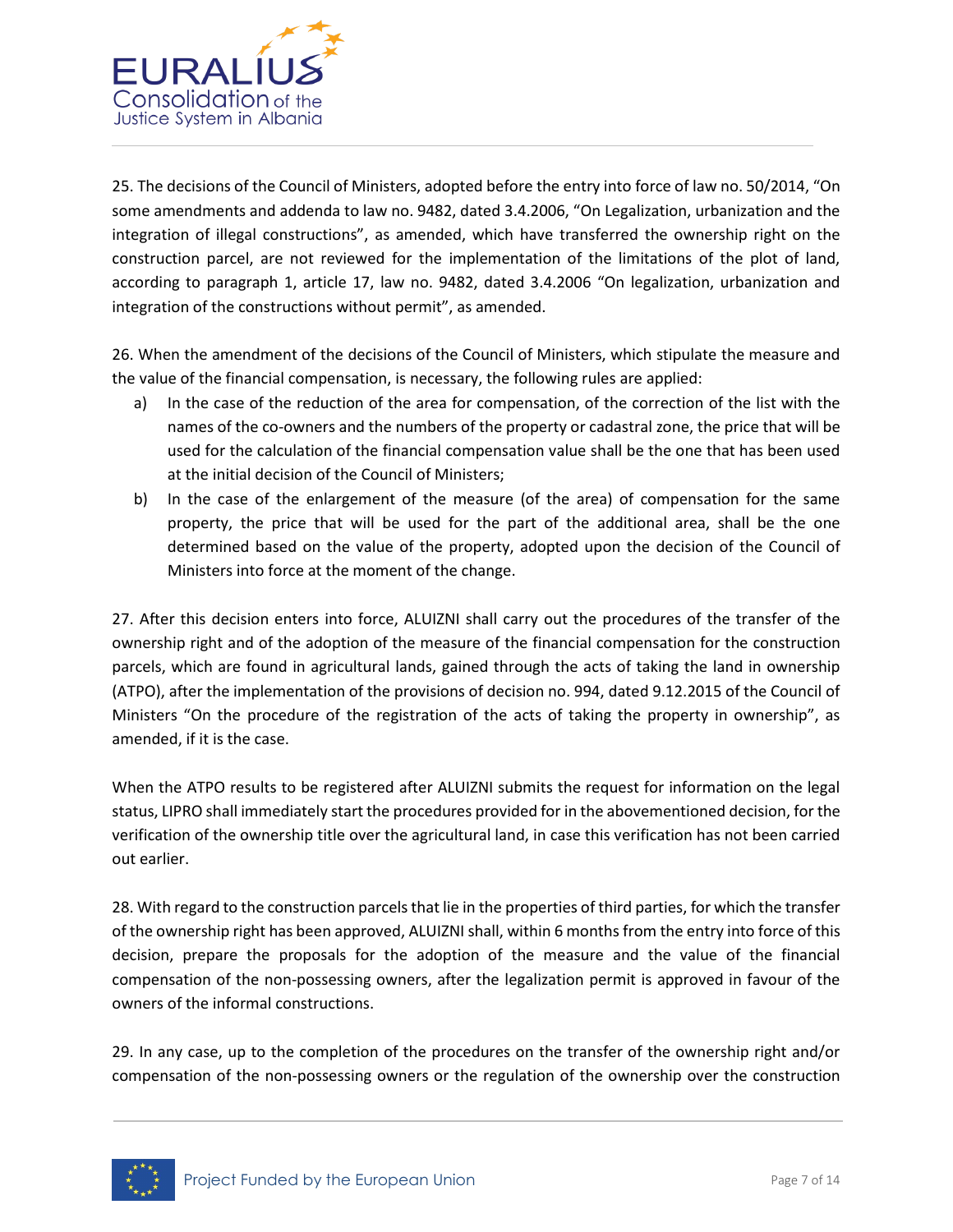25. The decisions of the Council of Ministers, adopted before the entry into force of law no. 50/2014, "On some amendments and addenda to law no. 9482, dated 3.4.2006, "On Legalization, urbanization and the integration of illegal constructions", as amended, which have transferred the ownership right on the construction parcel, are not reviewed for the implementation of the limitations of the plot of land, according to paragraph 1, article 17, law no. 9482, dated 3.4.2006 "On legalization, urbanization and integration of the constructions without permit", as amended.

26. When the amendment of the decisions of the Council of Ministers, which stipulate the measure and the value of the financial compensation, is necessary, the following rules are applied:

a) In the case of the reduction of the area for compensation, of the correction of the list with the names of the co-owners and the numbers of the property or cadastral zone, the price that will be used for the calculation of the financial compensation value shall be the one that has been used at the initial decision of the Council of Ministers;
b) In the case of the enlargement of the measure (of the area) of compensation for the same property, the price that will be used for the part of the additional area, shall be the one determined based on the value of the property, adopted upon the decision of the Council of Ministers into force at the moment of the change.

27. After this decision enters into force, ALUIZNI shall carry out the procedures of the transfer of the ownership right and of the adoption of the measure of the financial compensation for the construction parcels, which are found in agricultural lands, gained through the acts of taking the land in ownership (ATPO), after the implementation of the provisions of decision no. 994, dated 9.12.2015 of the Council of Ministers "On the procedure of the registration of the acts of taking the property in ownership", as amended, if it is the case.

When the ATPO results to be registered after ALUIZNI submits the request for information on the legal status, LIPRO shall immediately start the procedures provided for in the abovementioned decision, for the verification of the ownership title over the agricultural land, in case this verification has not been carried out earlier.

28. With regard to the construction parcels that lie in the properties of third parties, for which the transfer of the ownership right has been approved, ALUIZNI shall, within 6 months from the entry into force of this decision, prepare the proposals for the adoption of the measure and the value of the financial compensation of the non-possessing owners, after the legalization permit is approved in favour of the owners of the informal constructions.

29. In any case, up to the completion of the procedures on the transfer of the ownership right and/or compensation of the non-possessing owners or the regulation of the ownership over the construction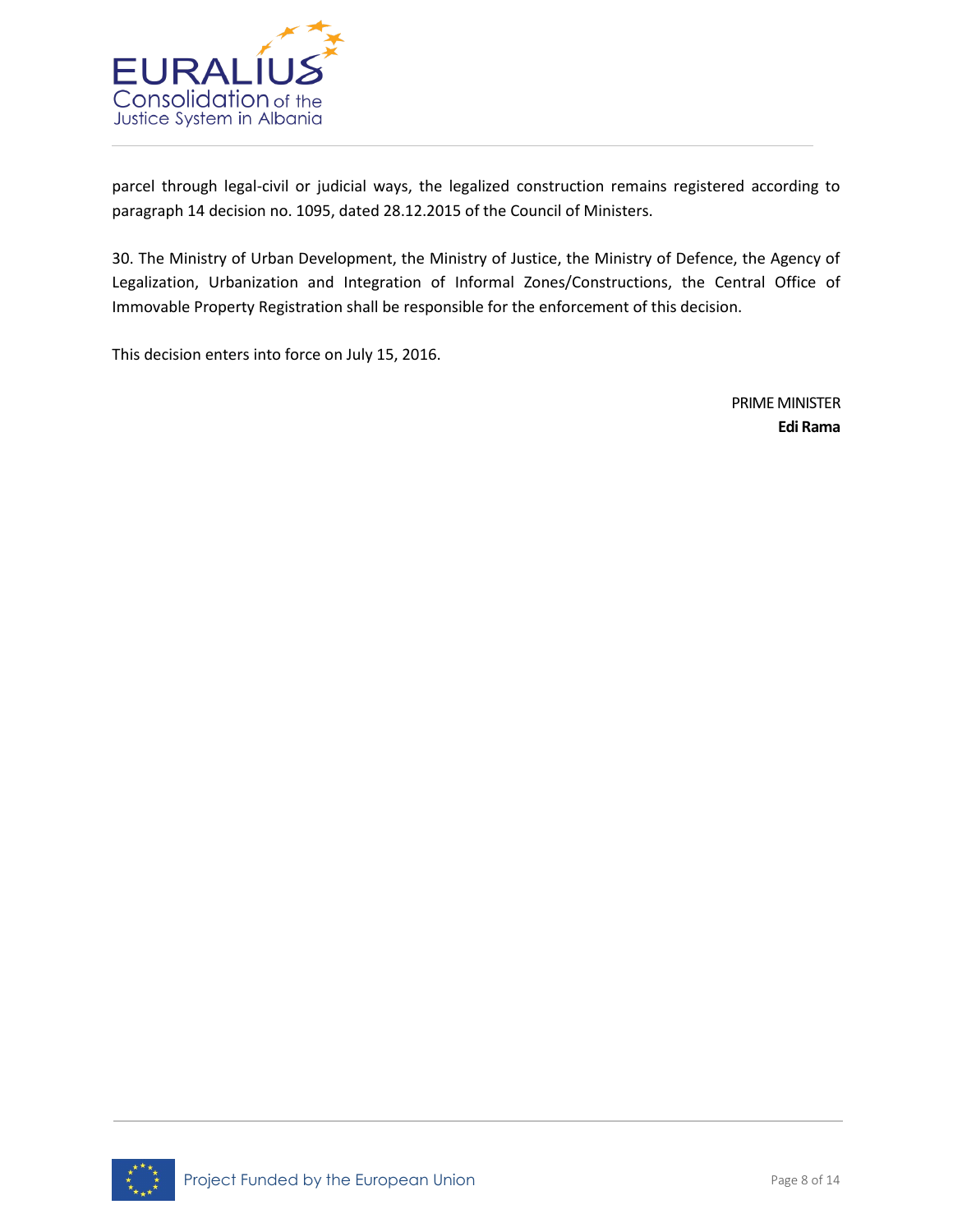parcel through legal-civil or judicial ways, the legalized construction remains registered according to paragraph 14 decision no. 1095, dated 28.12.2015 of the Council of Ministers.

30. The Ministry of Urban Development, the Ministry of Justice, the Ministry of Defence, the Agency of Legalization, Urbanization and Integration of Informal Zones/Constructions, the Central Office of Immovable Property Registration shall be responsible for the enforcement of this decision.

This decision enters into force on July 15, 2016.

PRIME MINISTER
**Edi Rama**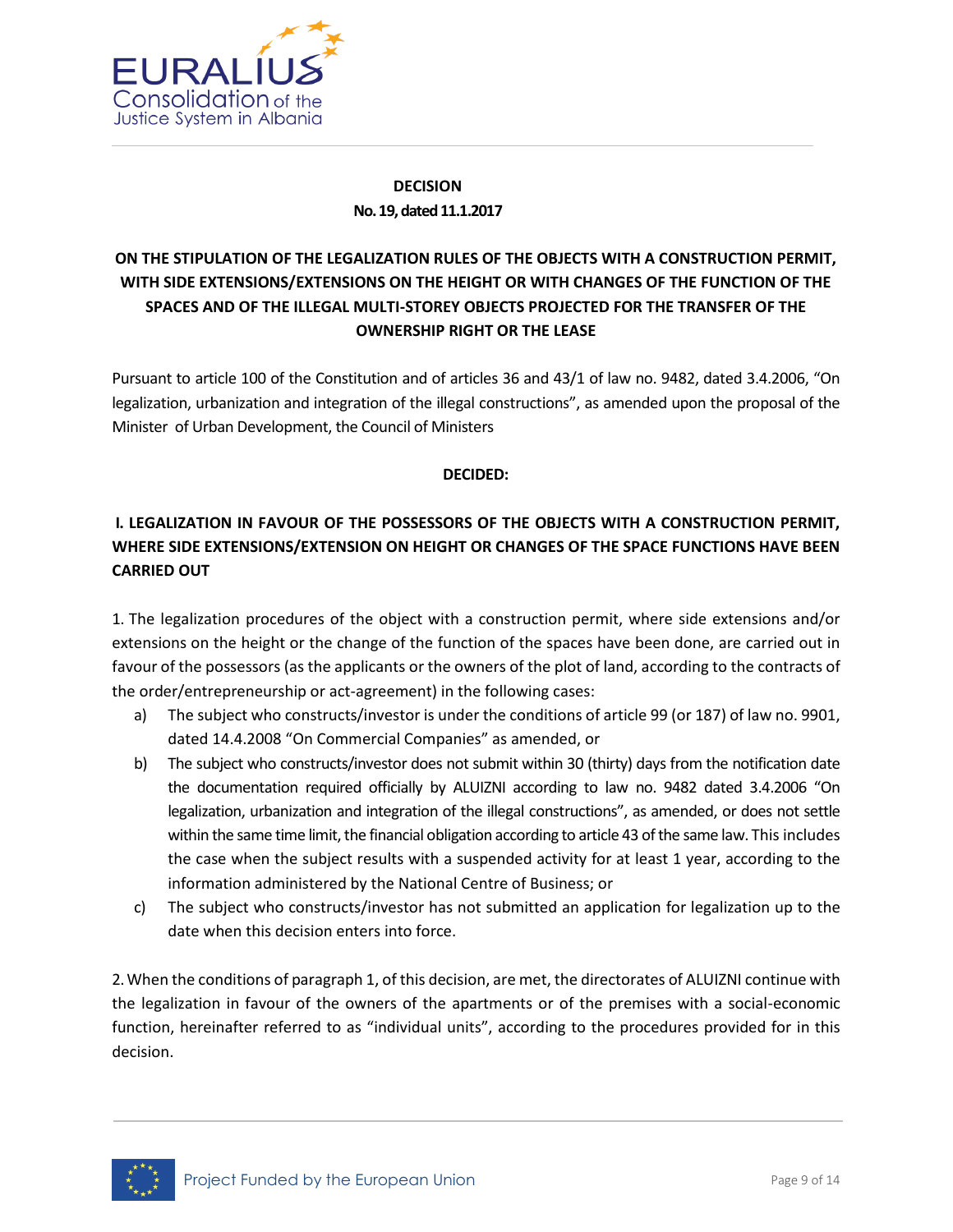**DECISION**
**No. 19, dated 11.1.2017**

**ON THE STIPULATION OF THE LEGALIZATION RULES OF THE OBJECTS WITH A CONSTRUCTION PERMIT, WITH SIDE EXTENSIONS/EXTENSIONS ON THE HEIGHT OR WITH CHANGES OF THE FUNCTION OF THE SPACES AND OF THE ILLEGAL MULTI-STOREY OBJECTS PROJECTED FOR THE TRANSFER OF THE OWNERSHIP RIGHT OR THE LEASE**

Pursuant to article 100 of the Constitution and of articles 36 and 43/1 of law no. 9482, dated 3.4.2006, "On legalization, urbanization and integration of the illegal constructions", as amended upon the proposal of the Minister of Urban Development, the Council of Ministers

**DECIDED:**

**I. LEGALIZATION IN FAVOUR OF THE POSSESSORS OF THE OBJECTS WITH A CONSTRUCTION PERMIT, WHERE SIDE EXTENSIONS/EXTENSION ON HEIGHT OR CHANGES OF THE SPACE FUNCTIONS HAVE BEEN CARRIED OUT**

1. The legalization procedures of the object with a construction permit, where side extensions and/or extensions on the height or the change of the function of the spaces have been done, are carried out in favour of the possessors (as the applicants or the owners of the plot of land, according to the contracts of the order/entrepreneurship or act-agreement) in the following cases:

a) The subject who constructs/investor is under the conditions of article 99 (or 187) of law no. 9901, dated 14.4.2008 "On Commercial Companies" as amended, or

b) The subject who constructs/investor does not submit within 30 (thirty) days from the notification date the documentation required officially by ALUIZNI according to law no. 9482 dated 3.4.2006 "On legalization, urbanization and integration of the illegal constructions", as amended, or does not settle within the same time limit, the financial obligation according to article 43 of the same law. This includes the case when the subject results with a suspended activity for at least 1 year, according to the information administered by the National Centre of Business; or

c) The subject who constructs/investor has not submitted an application for legalization up to the date when this decision enters into force.

2. When the conditions of paragraph 1, of this decision, are met, the directorates of ALUIZNI continue with the legalization in favour of the owners of the apartments or of the premises with a social-economic function, hereinafter referred to as "individual units", according to the procedures provided for in this decision.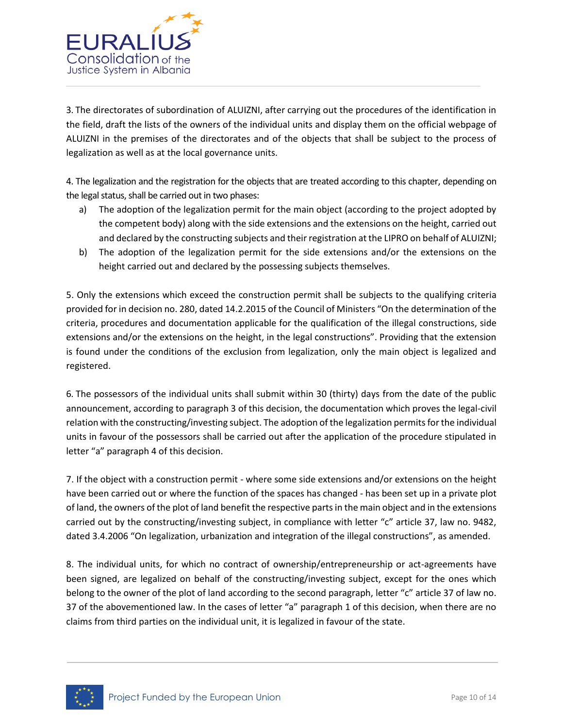3. The directorates of subordination of ALUIZNI, after carrying out the procedures of the identification in the field, draft the lists of the owners of the individual units and display them on the official webpage of ALUIZNI in the premises of the directorates and of the objects that shall be subject to the process of legalization as well as at the local governance units.

4. The legalization and the registration for the objects that are treated according to this chapter, depending on the legal status, shall be carried out in two phases:

a) The adoption of the legalization permit for the main object (according to the project adopted by the competent body) along with the side extensions and the extensions on the height, carried out and declared by the constructing subjects and their registration at the LIPRO on behalf of ALUIZNI;
b) The adoption of the legalization permit for the side extensions and/or the extensions on the height carried out and declared by the possessing subjects themselves.

5. Only the extensions which exceed the construction permit shall be subjects to the qualifying criteria provided for in decision no. 280, dated 14.2.2015 of the Council of Ministers "On the determination of the criteria, procedures and documentation applicable for the qualification of the illegal constructions, side extensions and/or the extensions on the height, in the legal constructions". Providing that the extension is found under the conditions of the exclusion from legalization, only the main object is legalized and registered.

6. The possessors of the individual units shall submit within 30 (thirty) days from the date of the public announcement, according to paragraph 3 of this decision, the documentation which proves the legal-civil relation with the constructing/investing subject. The adoption of the legalization permits for the individual units in favour of the possessors shall be carried out after the application of the procedure stipulated in letter "a" paragraph 4 of this decision.

7. If the object with a construction permit - where some side extensions and/or extensions on the height have been carried out or where the function of the spaces has changed - has been set up in a private plot of land, the owners of the plot of land benefit the respective parts in the main object and in the extensions carried out by the constructing/investing subject, in compliance with letter "c" article 37, law no. 9482, dated 3.4.2006 "On legalization, urbanization and integration of the illegal constructions", as amended.

8. The individual units, for which no contract of ownership/entrepreneurship or act-agreements have been signed, are legalized on behalf of the constructing/investing subject, except for the ones which belong to the owner of the plot of land according to the second paragraph, letter "c" article 37 of law no. 37 of the abovementioned law. In the cases of letter "a" paragraph 1 of this decision, when there are no claims from third parties on the individual unit, it is legalized in favour of the state.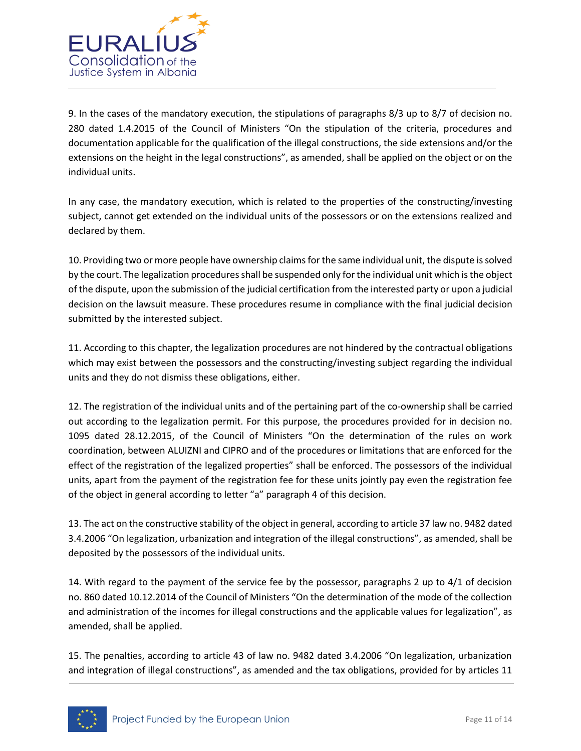9. In the cases of the mandatory execution, the stipulations of paragraphs 8/3 up to 8/7 of decision no. 280 dated 1.4.2015 of the Council of Ministers "On the stipulation of the criteria, procedures and documentation applicable for the qualification of the illegal constructions, the side extensions and/or the extensions on the height in the legal constructions", as amended, shall be applied on the object or on the individual units.

In any case, the mandatory execution, which is related to the properties of the constructing/investing subject, cannot get extended on the individual units of the possessors or on the extensions realized and declared by them.

10. Providing two or more people have ownership claims for the same individual unit, the dispute is solved by the court. The legalization procedures shall be suspended only for the individual unit which is the object of the dispute, upon the submission of the judicial certification from the interested party or upon a judicial decision on the lawsuit measure. These procedures resume in compliance with the final judicial decision submitted by the interested subject.

11. According to this chapter, the legalization procedures are not hindered by the contractual obligations which may exist between the possessors and the constructing/investing subject regarding the individual units and they do not dismiss these obligations, either.

12. The registration of the individual units and of the pertaining part of the co-ownership shall be carried out according to the legalization permit. For this purpose, the procedures provided for in decision no. 1095 dated 28.12.2015, of the Council of Ministers "On the determination of the rules on work coordination, between ALUIZNI and CIPRO and of the procedures or limitations that are enforced for the effect of the registration of the legalized properties" shall be enforced. The possessors of the individual units, apart from the payment of the registration fee for these units jointly pay even the registration fee of the object in general according to letter "a" paragraph 4 of this decision.

13. The act on the constructive stability of the object in general, according to article 37 law no. 9482 dated 3.4.2006 "On legalization, urbanization and integration of the illegal constructions", as amended, shall be deposited by the possessors of the individual units.

14. With regard to the payment of the service fee by the possessor, paragraphs 2 up to 4/1 of decision no. 860 dated 10.12.2014 of the Council of Ministers "On the determination of the mode of the collection and administration of the incomes for illegal constructions and the applicable values for legalization", as amended, shall be applied.

15. The penalties, according to article 43 of law no. 9482 dated 3.4.2006 "On legalization, urbanization and integration of illegal constructions", as amended and the tax obligations, provided for by articles 11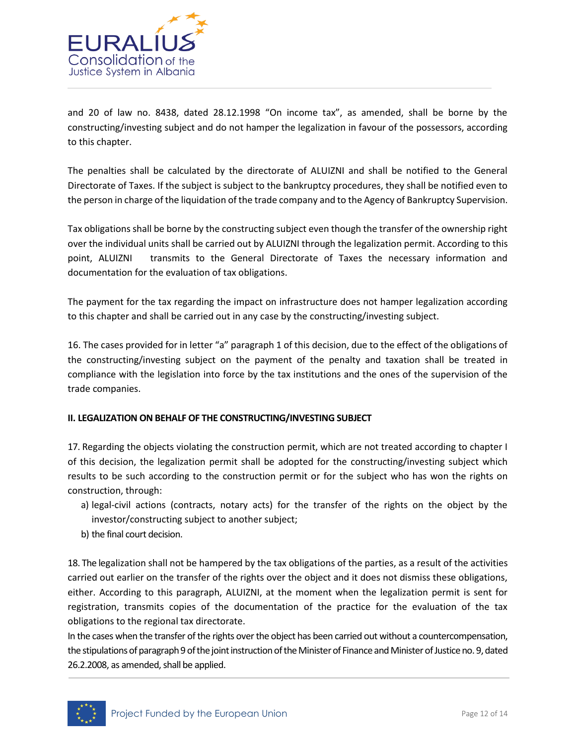and 20 of law no. 8438, dated 28.12.1998 "On income tax", as amended, shall be borne by the constructing/investing subject and do not hamper the legalization in favour of the possessors, according to this chapter.

The penalties shall be calculated by the directorate of ALUIZNI and shall be notified to the General Directorate of Taxes. If the subject is subject to the bankruptcy procedures, they shall be notified even to the person in charge of the liquidation of the trade company and to the Agency of Bankruptcy Supervision.

Tax obligations shall be borne by the constructing subject even though the transfer of the ownership right over the individual units shall be carried out by ALUIZNI through the legalization permit. According to this point, ALUIZNI transmits to the General Directorate of Taxes the necessary information and documentation for the evaluation of tax obligations.

The payment for the tax regarding the impact on infrastructure does not hamper legalization according to this chapter and shall be carried out in any case by the constructing/investing subject.

16. The cases provided for in letter "a" paragraph 1 of this decision, due to the effect of the obligations of the constructing/investing subject on the payment of the penalty and taxation shall be treated in compliance with the legislation into force by the tax institutions and the ones of the supervision of the trade companies.

**II. LEGALIZATION ON BEHALF OF THE CONSTRUCTING/INVESTING SUBJECT**

17. Regarding the objects violating the construction permit, which are not treated according to chapter I of this decision, the legalization permit shall be adopted for the constructing/investing subject which results to be such according to the construction permit or for the subject who has won the rights on construction, through:

a) legal-civil actions (contracts, notary acts) for the transfer of the rights on the object by the investor/constructing subject to another subject;
b) the final court decision.

18. The legalization shall not be hampered by the tax obligations of the parties, as a result of the activities carried out earlier on the transfer of the rights over the object and it does not dismiss these obligations, either. According to this paragraph, ALUIZNI, at the moment when the legalization permit is sent for registration, transmits copies of the documentation of the practice for the evaluation of the tax obligations to the regional tax directorate.

In the cases when the transfer of the rights over the object has been carried out without a countercompensation, the stipulations of paragraph 9 of the joint instruction of the Minister of Finance and Minister of Justice no. 9, dated 26.2.2008, as amended, shall be applied.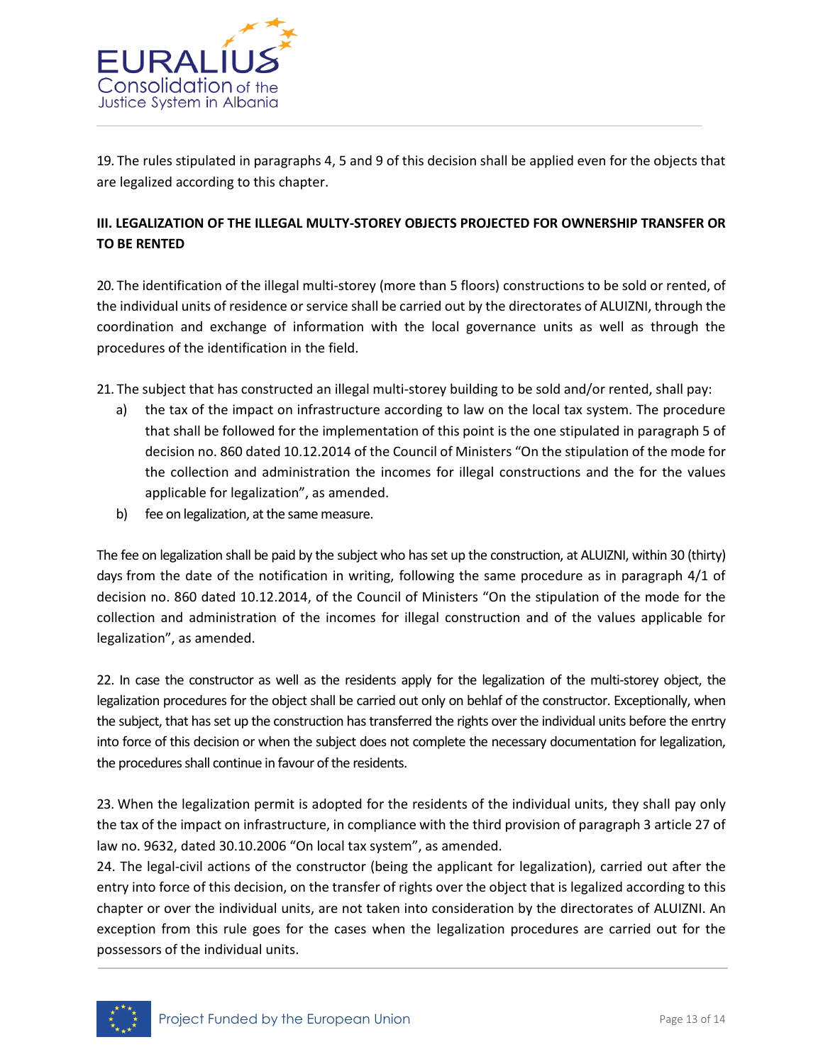19. The rules stipulated in paragraphs 4, 5 and 9 of this decision shall be applied even for the objects that are legalized according to this chapter.

**III. LEGALIZATION OF THE ILLEGAL MULTY-STOREY OBJECTS PROJECTED FOR OWNERSHIP TRANSFER OR TO BE RENTED**

20. The identification of the illegal multi-storey (more than 5 floors) constructions to be sold or rented, of the individual units of residence or service shall be carried out by the directorates of ALUIZNI, through the coordination and exchange of information with the local governance units as well as through the procedures of the identification in the field.

21. The subject that has constructed an illegal multi-storey building to be sold and/or rented, shall pay:

a) the tax of the impact on infrastructure according to law on the local tax system. The procedure that shall be followed for the implementation of this point is the one stipulated in paragraph 5 of decision no. 860 dated 10.12.2014 of the Council of Ministers "On the stipulation of the mode for the collection and administration the incomes for illegal constructions and the for the values applicable for legalization", as amended.

b) fee on legalization, at the same measure.

The fee on legalization shall be paid by the subject who has set up the construction, at ALUIZNI, within 30 (thirty) days from the date of the notification in writing, following the same procedure as in paragraph 4/1 of decision no. 860 dated 10.12.2014, of the Council of Ministers "On the stipulation of the mode for the collection and administration of the incomes for illegal construction and of the values applicable for legalization", as amended.

22. In case the constructor as well as the residents apply for the legalization of the multi-storey object, the legalization procedures for the object shall be carried out only on behlaf of the constructor. Exceptionally, when the subject, that has set up the construction has transferred the rights over the individual units before the enrtry into force of this decision or when the subject does not complete the necessary documentation for legalization, the procedures shall continue in favour of the residents.

23. When the legalization permit is adopted for the residents of the individual units, they shall pay only the tax of the impact on infrastructure, in compliance with the third provision of paragraph 3 article 27 of law no. 9632, dated 30.10.2006 "On local tax system", as amended.

24. The legal-civil actions of the constructor (being the applicant for legalization), carried out after the entry into force of this decision, on the transfer of rights over the object that is legalized according to this chapter or over the individual units, are not taken into consideration by the directorates of ALUIZNI. An exception from this rule goes for the cases when the legalization procedures are carried out for the possessors of the individual units.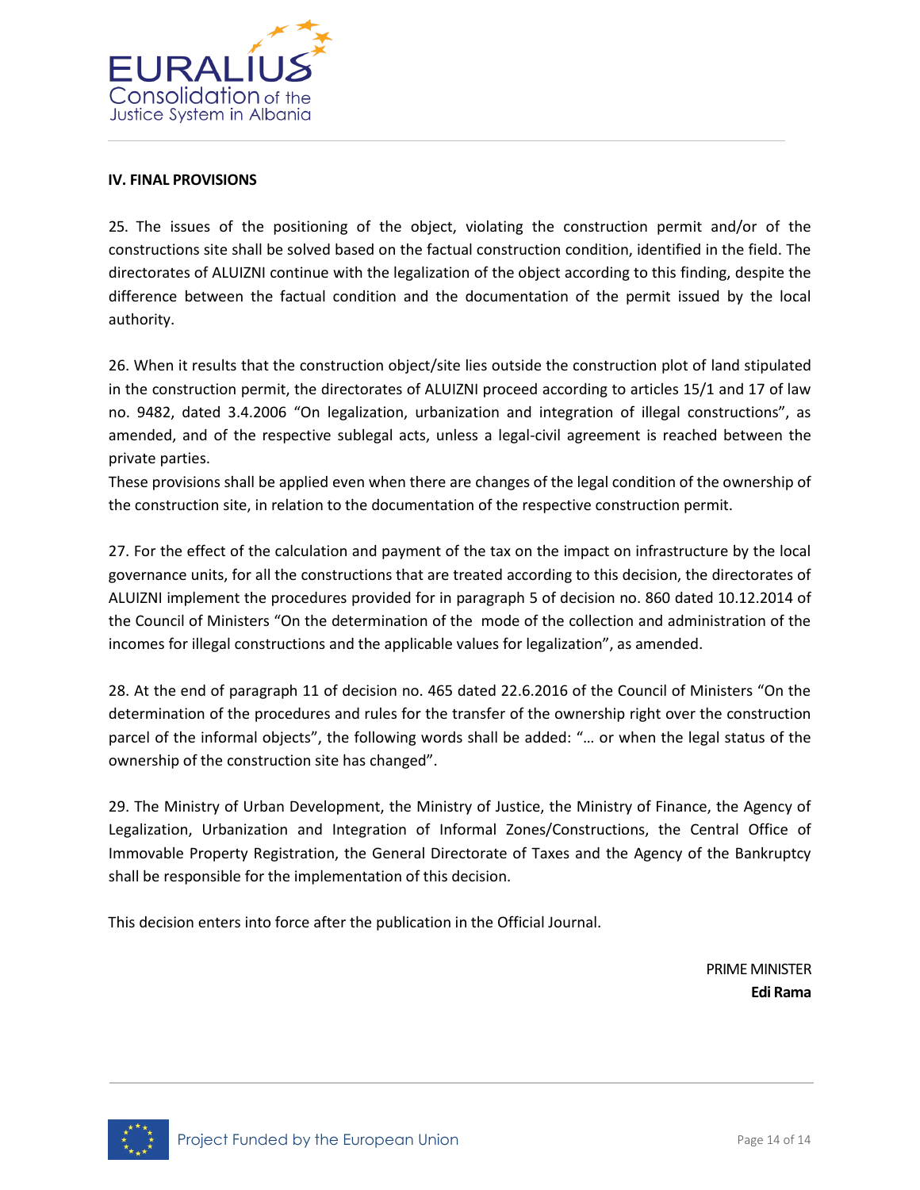**IV. FINAL PROVISIONS**

25. The issues of the positioning of the object, violating the construction permit and/or of the constructions site shall be solved based on the factual construction condition, identified in the field. The directorates of ALUIZNI continue with the legalization of the object according to this finding, despite the difference between the factual condition and the documentation of the permit issued by the local authority.

26. When it results that the construction object/site lies outside the construction plot of land stipulated in the construction permit, the directorates of ALUIZNI proceed according to articles 15/1 and 17 of law no. 9482, dated 3.4.2006 "On legalization, urbanization and integration of illegal constructions", as amended, and of the respective sublegal acts, unless a legal-civil agreement is reached between the private parties.
These provisions shall be applied even when there are changes of the legal condition of the ownership of the construction site, in relation to the documentation of the respective construction permit.

27. For the effect of the calculation and payment of the tax on the impact on infrastructure by the local governance units, for all the constructions that are treated according to this decision, the directorates of ALUIZNI implement the procedures provided for in paragraph 5 of decision no. 860 dated 10.12.2014 of the Council of Ministers "On the determination of the mode of the collection and administration of the incomes for illegal constructions and the applicable values for legalization", as amended.

28. At the end of paragraph 11 of decision no. 465 dated 22.6.2016 of the Council of Ministers "On the determination of the procedures and rules for the transfer of the ownership right over the construction parcel of the informal objects", the following words shall be added: "… or when the legal status of the ownership of the construction site has changed".

29. The Ministry of Urban Development, the Ministry of Justice, the Ministry of Finance, the Agency of Legalization, Urbanization and Integration of Informal Zones/Constructions, the Central Office of Immovable Property Registration, the General Directorate of Taxes and the Agency of the Bankruptcy shall be responsible for the implementation of this decision.

This decision enters into force after the publication in the Official Journal.

PRIME MINISTER
**Edi Rama**